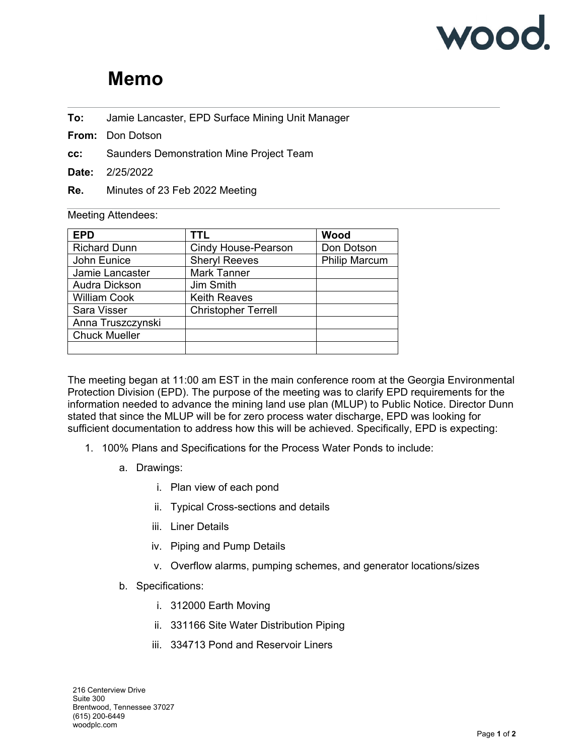wood.

# Memo

**To:** Jamie Lancaster, EPD Surface Mining Unit Manager

**From:** Don Dotson

**cc:** Saunders Demonstration Mine Project Team

**Date:** 2/25/2022

**Re.** Minutes of 23 Feb 2022 Meeting

Meeting Attendees:

| EPD | TTL | Wood |
|---|---|---|
| Richard Dunn | Cindy House-Pearson | Don Dotson |
| John Eunice | Sheryl Reeves | Philip Marcum |
| Jamie Lancaster | Mark Tanner | |
| Audra Dickson | Jim Smith | |
| William Cook | Keith Reaves | |
| Sara Visser | Christopher Terrell | |
| Anna Truszczynski | | |
| Chuck Mueller | | |
| | | |

The meeting began at 11:00 am EST in the main conference room at the Georgia Environmental Protection Division (EPD). The purpose of the meeting was to clarify EPD requirements for the information needed to advance the mining land use plan (MLUP) to Public Notice. Director Dunn stated that since the MLUP will be for zero process water discharge, EPD was looking for sufficient documentation to address how this will be achieved. Specifically, EPD is expecting:

1. 100% Plans and Specifications for the Process Water Ponds to include:
   a. Drawings:
      i. Plan view of each pond
      ii. Typical Cross-sections and details
      iii. Liner Details
      iv. Piping and Pump Details
      v. Overflow alarms, pumping schemes, and generator locations/sizes
   b. Specifications:
      i. 312000 Earth Moving
      ii. 331166 Site Water Distribution Piping
      iii. 334713 Pond and Reservoir Liners

216 Centerview Drive
Suite 300
Brentwood, Tennessee 37027
(615) 200-6449
woodplc.com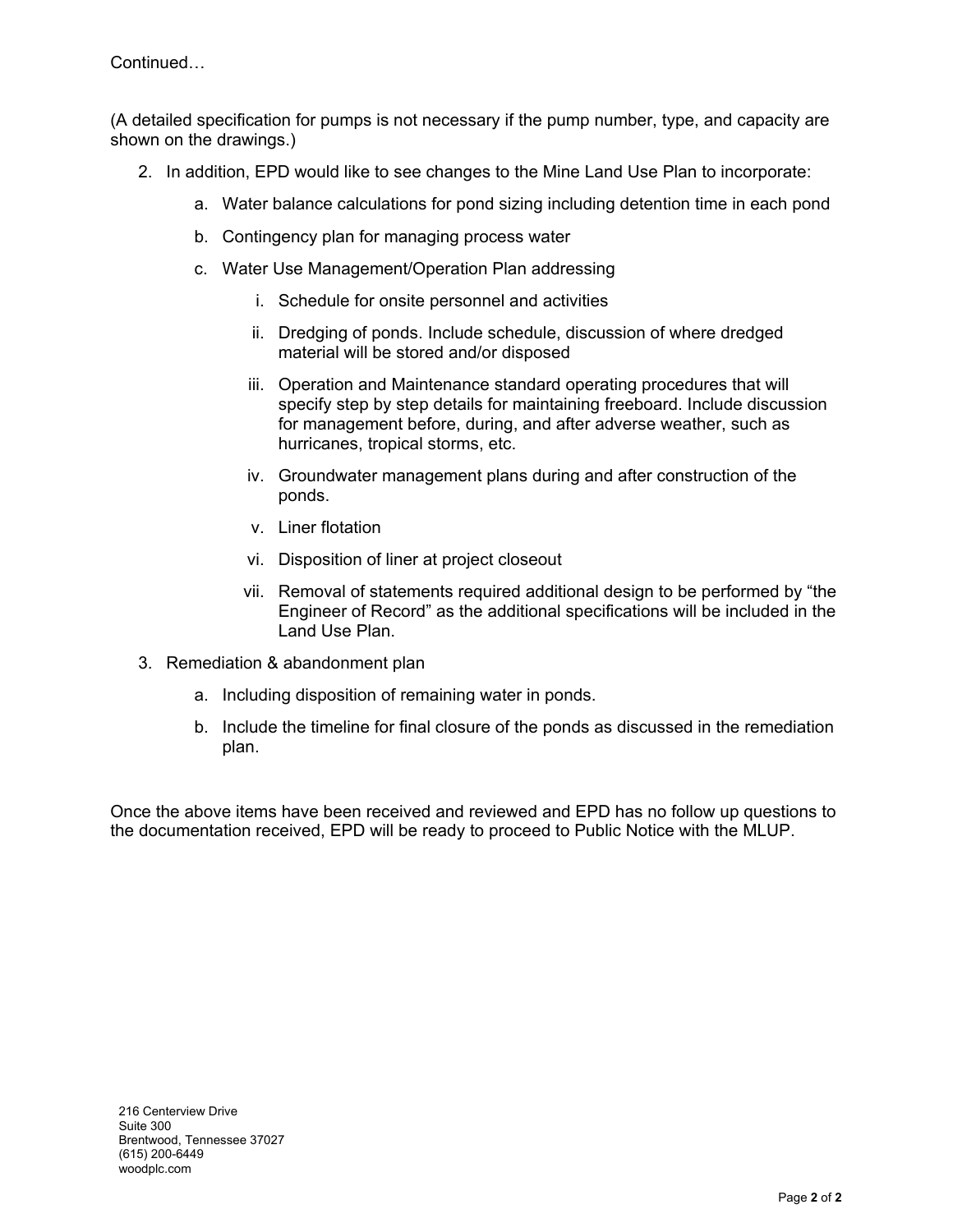Continued…

(A detailed specification for pumps is not necessary if the pump number, type, and capacity are shown on the drawings.)

2. In addition, EPD would like to see changes to the Mine Land Use Plan to incorporate:
    a. Water balance calculations for pond sizing including detention time in each pond
    b. Contingency plan for managing process water
    c. Water Use Management/Operation Plan addressing
        i. Schedule for onsite personnel and activities
        ii. Dredging of ponds. Include schedule, discussion of where dredged material will be stored and/or disposed
        iii. Operation and Maintenance standard operating procedures that will specify step by step details for maintaining freeboard. Include discussion for management before, during, and after adverse weather, such as hurricanes, tropical storms, etc.
        iv. Groundwater management plans during and after construction of the ponds.
        v. Liner flotation
        vi. Disposition of liner at project closeout
        vii. Removal of statements required additional design to be performed by "the Engineer of Record" as the additional specifications will be included in the Land Use Plan.
3. Remediation & abandonment plan
    a. Including disposition of remaining water in ponds.
    b. Include the timeline for final closure of the ponds as discussed in the remediation plan.

Once the above items have been received and reviewed and EPD has no follow up questions to the documentation received, EPD will be ready to proceed to Public Notice with the MLUP.

216 Centerview Drive
Suite 300
Brentwood, Tennessee 37027
(615) 200-6449
woodplc.com